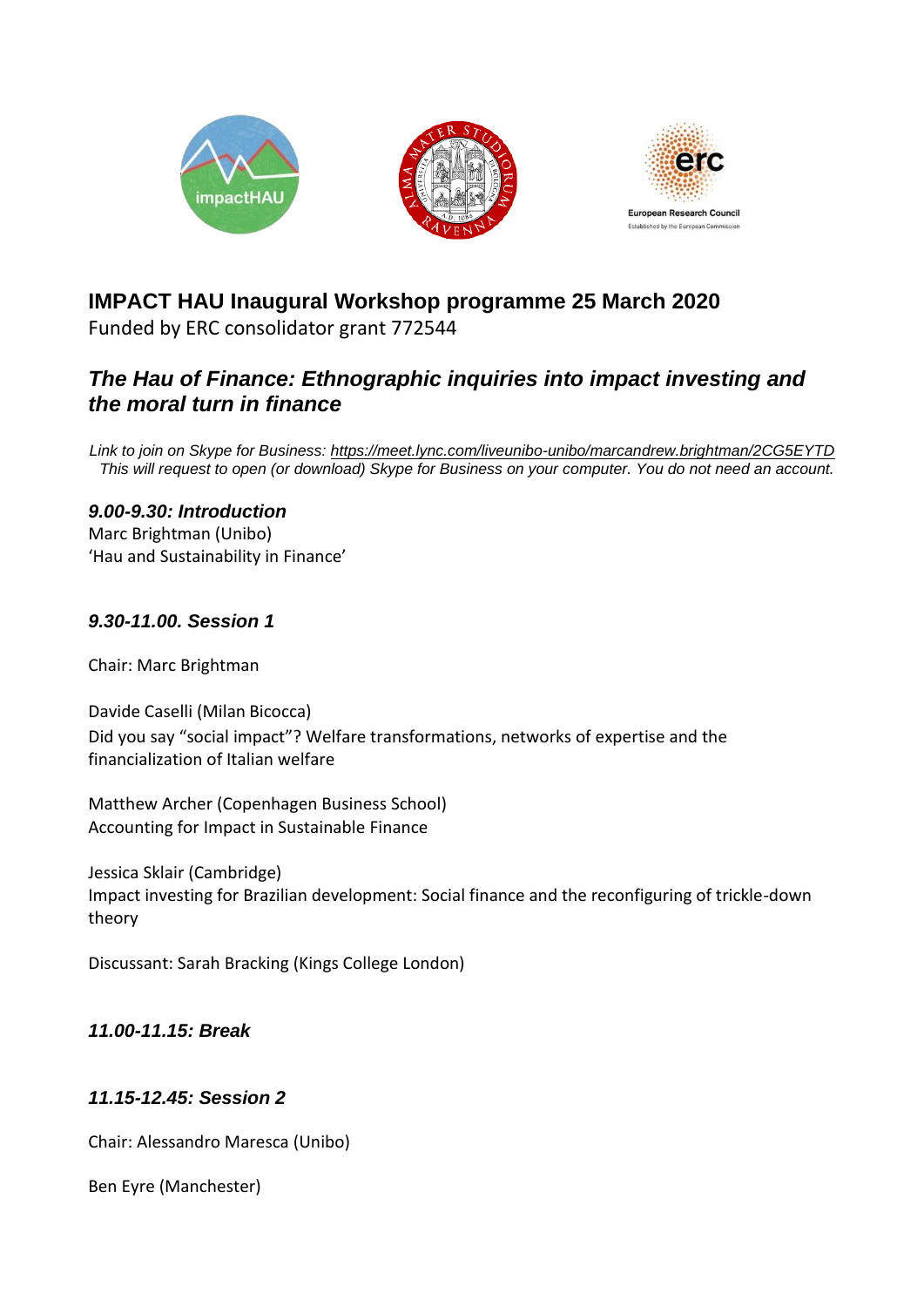# IMPACT HAU Inaugural Workshop programme 25 March 2020

Funded by ERC consolidator grant 772544

## *The Hau of Finance: Ethnographic inquiries into impact investing and the moral turn in finance*

*Link to join on Skype for Business: https://meet.lync.com/liveunibo-unibo/marcandrew.brightman/2CG5EYTD*
*This will request to open (or download) Skype for Business on your computer. You do not need an account.*

### *9.00-9.30: Introduction*

Marc Brightman (Unibo)
'Hau and Sustainability in Finance'

### *9.30-11.00. Session 1*

Chair: Marc Brightman

Davide Caselli (Milan Bicocca)
Did you say "social impact"? Welfare transformations, networks of expertise and the financialization of Italian welfare

Matthew Archer (Copenhagen Business School)
Accounting for Impact in Sustainable Finance

Jessica Sklair (Cambridge)
Impact investing for Brazilian development: Social finance and the reconfiguring of trickle-down theory

Discussant: Sarah Bracking (Kings College London)

### *11.00-11.15: Break*

### *11.15-12.45: Session 2*

Chair: Alessandro Maresca (Unibo)

Ben Eyre (Manchester)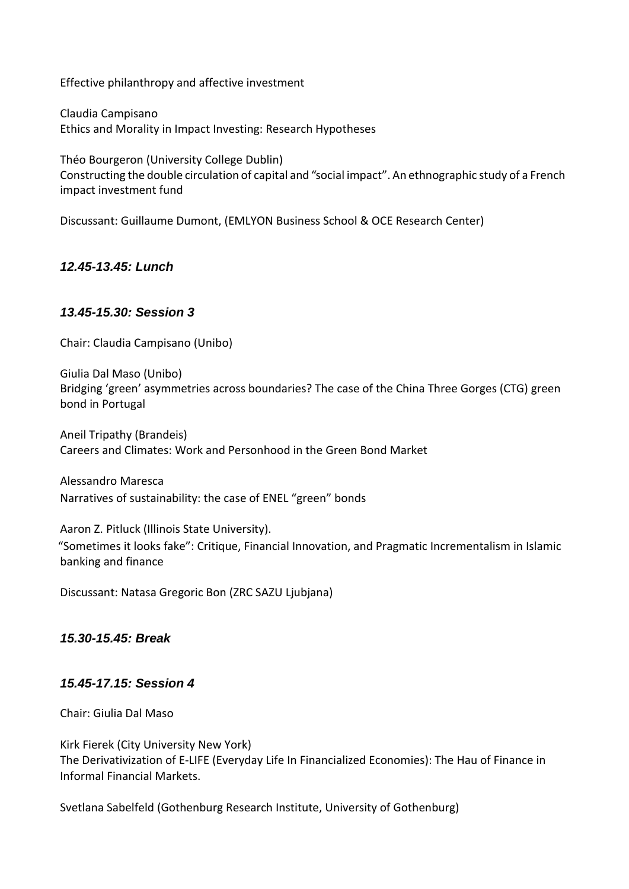Effective philanthropy and affective investment

Claudia Campisano
Ethics and Morality in Impact Investing: Research Hypotheses

Théo Bourgeron (University College Dublin)
Constructing the double circulation of capital and “social impact”. An ethnographic study of a French impact investment fund

Discussant: Guillaume Dumont, (EMLYON Business School & OCE Research Center)

### *12.45-13.45: Lunch*

### *13.45-15.30: Session 3*

Chair: Claudia Campisano (Unibo)

Giulia Dal Maso (Unibo)
Bridging ‘green’ asymmetries across boundaries? The case of the China Three Gorges (CTG) green bond in Portugal

Aneil Tripathy (Brandeis)
Careers and Climates: Work and Personhood in the Green Bond Market

Alessandro Maresca
Narratives of sustainability: the case of ENEL “green” bonds

Aaron Z. Pitluck (Illinois State University).
“Sometimes it looks fake”: Critique, Financial Innovation, and Pragmatic Incrementalism in Islamic banking and finance

Discussant: Natasa Gregoric Bon (ZRC SAZU Ljubjana)

### *15.30-15.45: Break*

### *15.45-17.15: Session 4*

Chair: Giulia Dal Maso

Kirk Fierek (City University New York)
The Derivativization of E-LIFE (Everyday Life In Financialized Economies): The Hau of Finance in Informal Financial Markets.

Svetlana Sabelfeld (Gothenburg Research Institute, University of Gothenburg)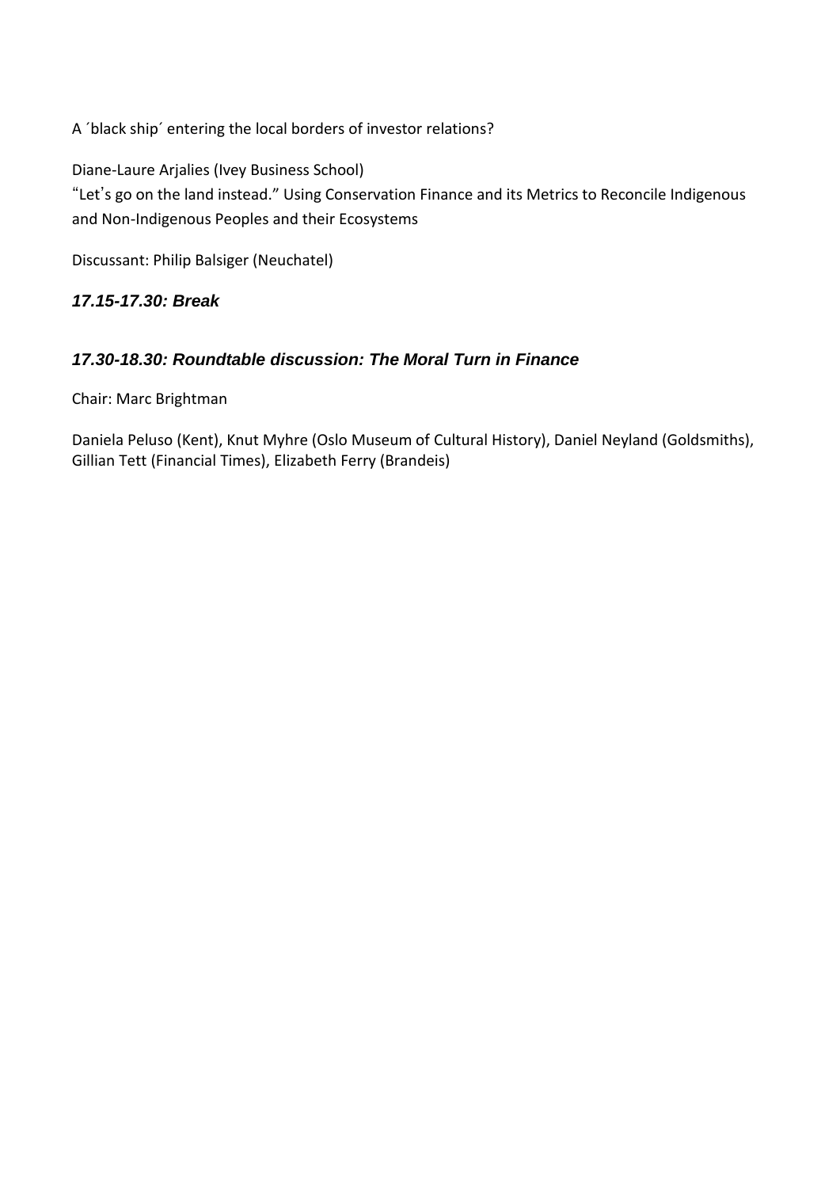A ´black ship´ entering the local borders of investor relations?

Diane-Laure Arjalies (Ivey Business School)
"Let's go on the land instead." Using Conservation Finance and its Metrics to Reconcile Indigenous and Non-Indigenous Peoples and their Ecosystems

Discussant: Philip Balsiger (Neuchatel)

### *17.15-17.30: Break*

### *17.30-18.30: Roundtable discussion: The Moral Turn in Finance*

Chair: Marc Brightman

Daniela Peluso (Kent), Knut Myhre (Oslo Museum of Cultural History), Daniel Neyland (Goldsmiths), Gillian Tett (Financial Times), Elizabeth Ferry (Brandeis)